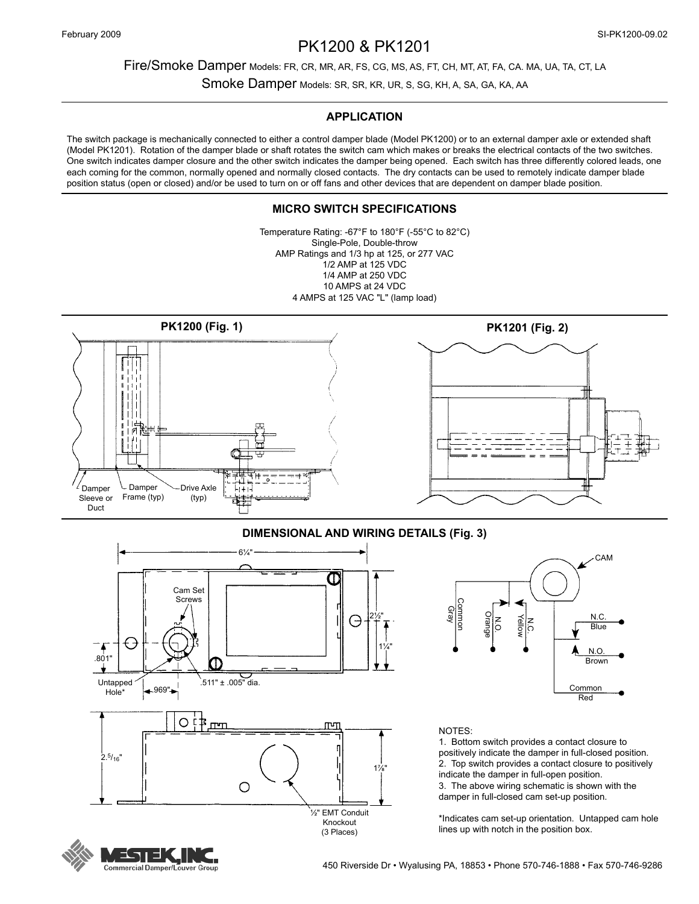February 2009

SI-PK1200-09.02

# PK1200 & PK1201

Fire/Smoke Damper Models: FR, CR, MR, AR, FS, CG, MS, AS, FT, CH, MT, AT, FA, CA. MA, UA, TA, CT, LA

Smoke Damper Models: SR, SR, KR, UR, S, SG, KH, A, SA, GA, KA, AA

## APPLICATION

The switch package is mechanically connected to either a control damper blade (Model PK1200) or to an external damper axle or extended shaft (Model PK1201). Rotation of the damper blade or shaft rotates the switch cam which makes or breaks the electrical contacts of the two switches. One switch indicates damper closure and the other switch indicates the damper being opened. Each switch has three differently colored leads, one each coming for the common, normally opened and normally closed contacts. The dry contacts can be used to remotely indicate damper blade position status (open or closed) and/or be used to turn on or off fans and other devices that are dependent on damper blade position.

## MICRO SWITCH SPECIFICATIONS

Temperature Rating: -67°F to 180°F (-55°C to 82°C)
Single-Pole, Double-throw
AMP Ratings and 1/3 hp at 125, or 277 VAC
1/2 AMP at 125 VDC
1/4 AMP at 250 VDC
10 AMPS at 24 VDC
4 AMPS at 125 VAC "L" (lamp load)

**PK1200 (Fig. 1)**

Damper Sleeve or Duct — Damper Frame (typ) — Drive Axle (typ)

**PK1201 (Fig. 2)**

## DIMENSIONAL AND WIRING DETAILS (Fig. 3)

6¼" — Cam Set Screws — 2½" — 1¼" — .801" — Untapped Hole* — .969" — .511" ± .005" dia. — $2.^5/_{16}$" — 1⅞" — ½" EMT Conduit Knockout (3 Places)

CAM — Common Gray — N.O. Orange — N.C. Yellow — N.C. Blue — N.O. Brown — Common Red

NOTES:
1. Bottom switch provides a contact closure to positively indicate the damper in full-closed position.
2. Top switch provides a contact closure to positively indicate the damper in full-open position.
3. The above wiring schematic is shown with the damper in full-closed cam set-up position.

*Indicates cam set-up orientation. Untapped cam hole lines up with notch in the position box.

MESTEK, INC. Commercial Damper/Louver Group

450 Riverside Dr • Wyalusing PA, 18853 • Phone 570-746-1888 • Fax 570-746-9286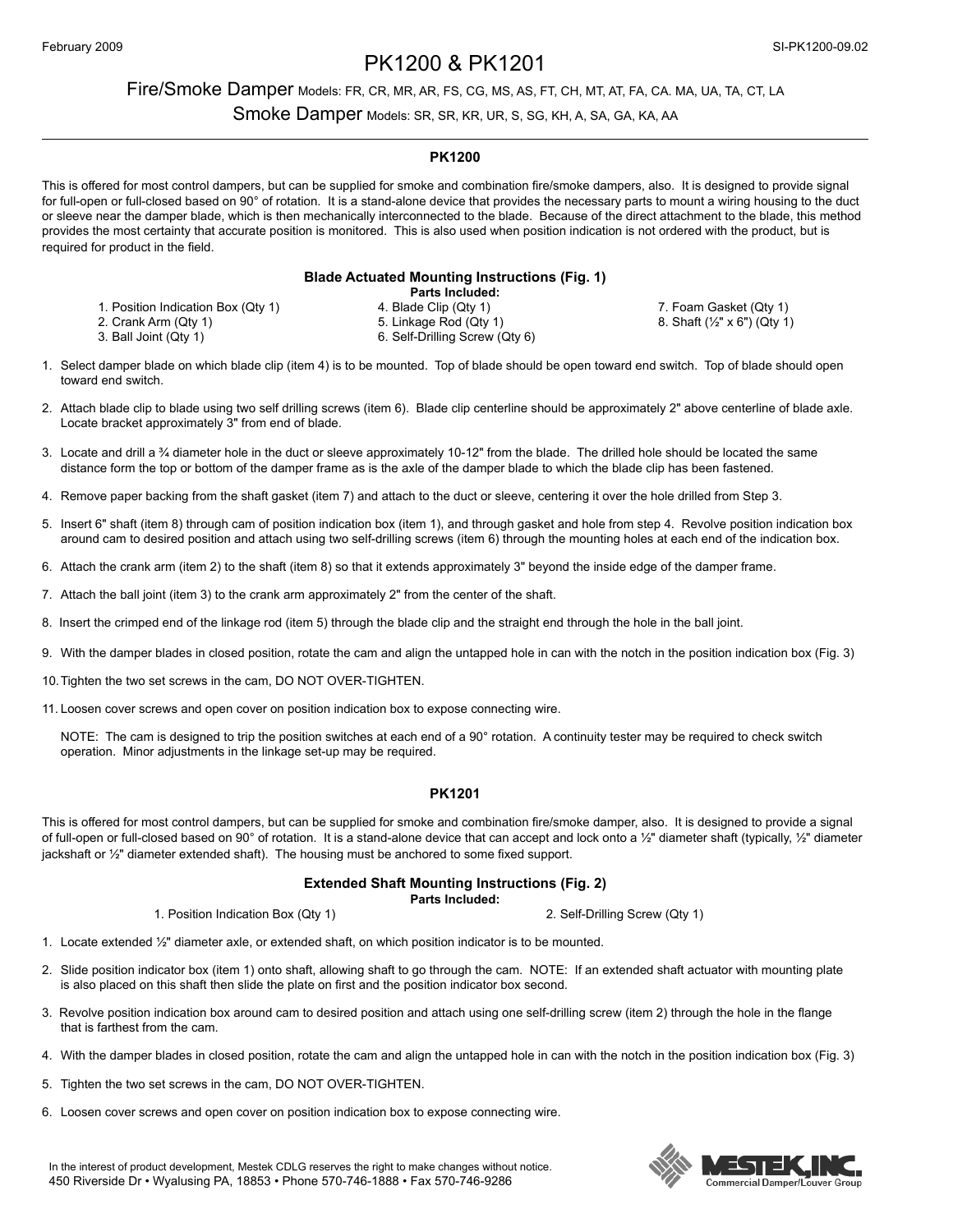# PK1200 & PK1201

Fire/Smoke Damper Models: FR, CR, MR, AR, FS, CG, MS, AS, FT, CH, MT, AT, FA, CA. MA, UA, TA, CT, LA

Smoke Damper Models: SR, SR, KR, UR, S, SG, KH, A, SA, GA, KA, AA

## PK1200

This is offered for most control dampers, but can be supplied for smoke and combination fire/smoke dampers, also. It is designed to provide signal for full-open or full-closed based on 90° of rotation. It is a stand-alone device that provides the necessary parts to mount a wiring housing to the duct or sleeve near the damper blade, which is then mechanically interconnected to the blade. Because of the direct attachment to the blade, this method provides the most certainty that accurate position is monitored. This is also used when position indication is not ordered with the product, but is required for product in the field.

### Blade Actuated Mounting Instructions (Fig. 1)

**Parts Included:**

1. Position Indication Box (Qty 1)
2. Crank Arm (Qty 1)
3. Ball Joint (Qty 1)
4. Blade Clip (Qty 1)
5. Linkage Rod (Qty 1)
6. Self-Drilling Screw (Qty 6)
7. Foam Gasket (Qty 1)
8. Shaft (½" x 6") (Qty 1)

1. Select damper blade on which blade clip (item 4) is to be mounted. Top of blade should be open toward end switch. Top of blade should open toward end switch.
2. Attach blade clip to blade using two self drilling screws (item 6). Blade clip centerline should be approximately 2" above centerline of blade axle. Locate bracket approximately 3" from end of blade.
3. Locate and drill a ¾ diameter hole in the duct or sleeve approximately 10-12" from the blade. The drilled hole should be located the same distance form the top or bottom of the damper frame as is the axle of the damper blade to which the blade clip has been fastened.
4. Remove paper backing from the shaft gasket (item 7) and attach to the duct or sleeve, centering it over the hole drilled from Step 3.
5. Insert 6" shaft (item 8) through cam of position indication box (item 1), and through gasket and hole from step 4. Revolve position indication box around cam to desired position and attach using two self-drilling screws (item 6) through the mounting holes at each end of the indication box.
6. Attach the crank arm (item 2) to the shaft (item 8) so that it extends approximately 3" beyond the inside edge of the damper frame.
7. Attach the ball joint (item 3) to the crank arm approximately 2" from the center of the shaft.
8. Insert the crimped end of the linkage rod (item 5) through the blade clip and the straight end through the hole in the ball joint.
9. With the damper blades in closed position, rotate the cam and align the untapped hole in can with the notch in the position indication box (Fig. 3)
10. Tighten the two set screws in the cam, DO NOT OVER-TIGHTEN.
11. Loosen cover screws and open cover on position indication box to expose connecting wire.

NOTE: The cam is designed to trip the position switches at each end of a 90° rotation. A continuity tester may be required to check switch operation. Minor adjustments in the linkage set-up may be required.

## PK1201

This is offered for most control dampers, but can be supplied for smoke and combination fire/smoke damper, also. It is designed to provide a signal of full-open or full-closed based on 90° of rotation. It is a stand-alone device that can accept and lock onto a ½" diameter shaft (typically, ½" diameter jackshaft or ½" diameter extended shaft). The housing must be anchored to some fixed support.

### Extended Shaft Mounting Instructions (Fig. 2)

**Parts Included:**

1. Position Indication Box (Qty 1)
2. Self-Drilling Screw (Qty 1)

1. Locate extended ½" diameter axle, or extended shaft, on which position indicator is to be mounted.
2. Slide position indicator box (item 1) onto shaft, allowing shaft to go through the cam. NOTE: If an extended shaft actuator with mounting plate is also placed on this shaft then slide the plate on first and the position indicator box second.
3. Revolve position indication box around cam to desired position and attach using one self-drilling screw (item 2) through the hole in the flange that is farthest from the cam.
4. With the damper blades in closed position, rotate the cam and align the untapped hole in can with the notch in the position indication box (Fig. 3)
5. Tighten the two set screws in the cam, DO NOT OVER-TIGHTEN.
6. Loosen cover screws and open cover on position indication box to expose connecting wire.

In the interest of product development, Mestek CDLG reserves the right to make changes without notice.
450 Riverside Dr • Wyalusing PA, 18853 • Phone 570-746-1888 • Fax 570-746-9286

MESTEK, INC. Commercial Damper/Louver Group